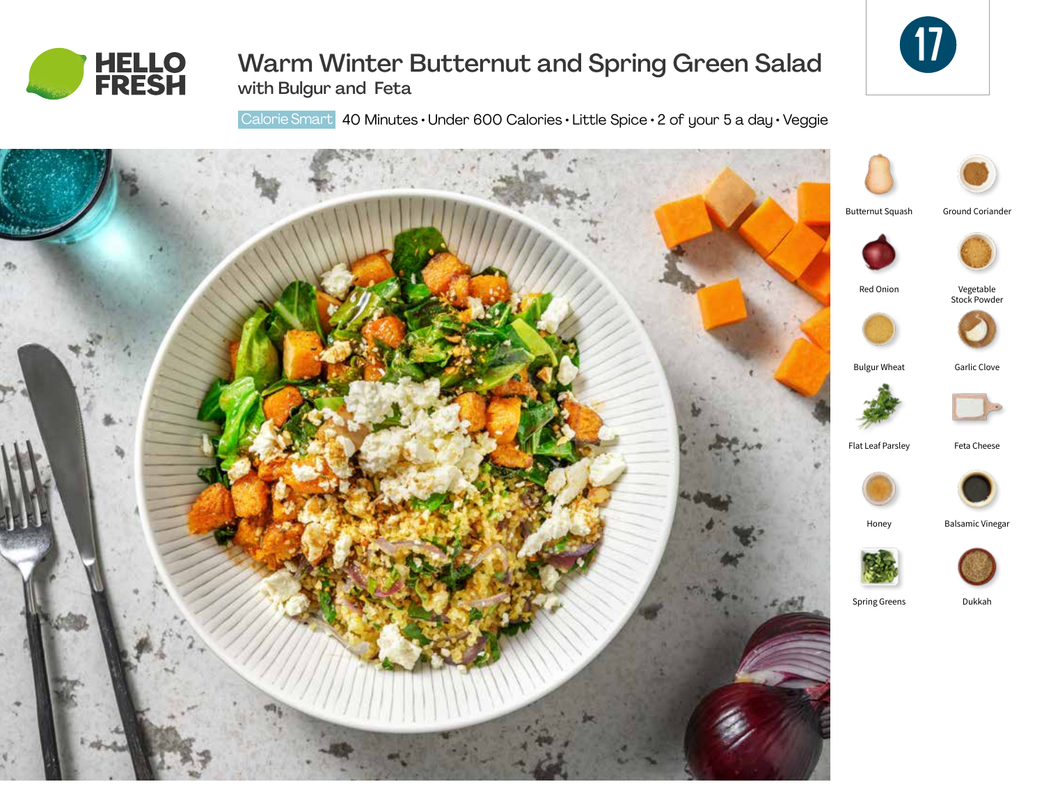HELLO FRESH

# Warm Winter Butternut and Spring Green Salad

## with Bulgur and Feta

17

Calorie Smart 40 Minutes • Under 600 Calories • Little Spice • 2 of your 5 a day • Veggie

- Butternut Squash
- Ground Coriander
- Red Onion
- Vegetable Stock Powder
- Bulgur Wheat
- Garlic Clove
- Flat Leaf Parsley
- Feta Cheese
- Honey
- Balsamic Vinegar
- Spring Greens
- Dukkah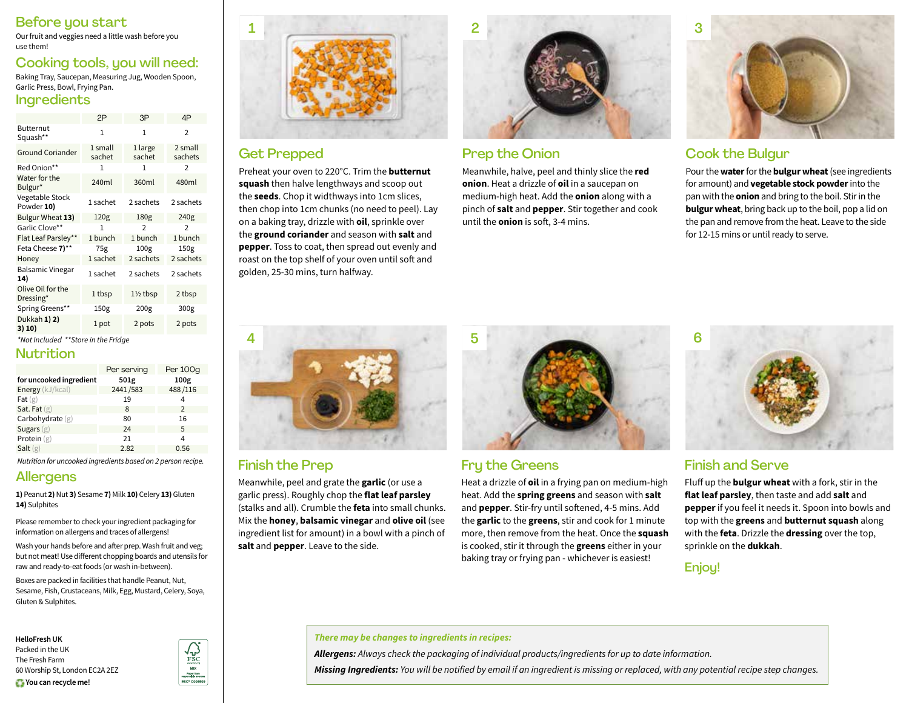## Before you start

Our fruit and veggies need a little wash before you use them!

## Cooking tools, you will need:

Baking Tray, Saucepan, Measuring Jug, Wooden Spoon, Garlic Press, Bowl, Frying Pan.

## Ingredients

| | 2P | 3P | 4P |
|---|---|---|---|
| Butternut Squash** | 1 | 1 | 2 |
| Ground Coriander | 1 small sachet | 1 large sachet | 2 small sachets |
| Red Onion** | 1 | 1 | 2 |
| Water for the Bulgur* | 240ml | 360ml | 480ml |
| Vegetable Stock Powder **10)** | 1 sachet | 2 sachets | 2 sachets |
| Bulgur Wheat **13)** | 120g | 180g | 240g |
| Garlic Clove** | 1 | 2 | 2 |
| Flat Leaf Parsley** | 1 bunch | 1 bunch | 1 bunch |
| Feta Cheese **7)**** | 75g | 100g | 150g |
| Honey | 1 sachet | 2 sachets | 2 sachets |
| Balsamic Vinegar **14)** | 1 sachet | 2 sachets | 2 sachets |
| Olive Oil for the Dressing* | 1 tbsp | 1½ tbsp | 2 tbsp |
| Spring Greens** | 150g | 200g | 300g |
| Dukkah **1) 2) 3) 10)** | 1 pot | 2 pots | 2 pots |

*\*Not Included \*\*Store in the Fridge*

## Nutrition

| | Per serving | Per 100g |
|---|---|---|
| **for uncooked ingredient** | **501g** | **100g** |
| Energy (kJ/kcal) | 2441 /583 | 488 /116 |
| Fat (g) | 19 | 4 |
| Sat. Fat (g) | 8 | 2 |
| Carbohydrate (g) | 80 | 16 |
| Sugars (g) | 24 | 5 |
| Protein (g) | 21 | 4 |
| Salt (g) | 2.82 | 0.56 |

*Nutrition for uncooked ingredients based on 2 person recipe.*

## Allergens

**1)** Peanut **2)** Nut **3)** Sesame **7)** Milk **10)** Celery **13)** Gluten **14)** Sulphites

Please remember to check your ingredient packaging for information on allergens and traces of allergens!

Wash your hands before and after prep. Wash fruit and veg; but not meat! Use different chopping boards and utensils for raw and ready-to-eat foods (or wash in-between).

Boxes are packed in facilities that handle Peanut, Nut, Sesame, Fish, Crustaceans, Milk, Egg, Mustard, Celery, Soya, Gluten & Sulphites.

**HelloFresh UK**
Packed in the UK
The Fresh Farm
60 Worship St, London EC2A 2EZ
**You can recycle me!**

## 1 Get Prepped

Preheat your oven to 220°C. Trim the **butternut squash** then halve lengthways and scoop out the **seeds**. Chop it widthways into 1cm slices, then chop into 1cm chunks (no need to peel). Lay on a baking tray, drizzle with **oil**, sprinkle over the **ground coriander** and season with **salt** and **pepper**. Toss to coat, then spread out evenly and roast on the top shelf of your oven until soft and golden, 25-30 mins, turn halfway.

## 2 Prep the Onion

Meanwhile, halve, peel and thinly slice the **red onion**. Heat a drizzle of **oil** in a saucepan on medium-high heat. Add the **onion** along with a pinch of **salt** and **pepper**. Stir together and cook until the **onion** is soft, 3-4 mins.

## 3 Cook the Bulgur

Pour the **water** for the **bulgur wheat** (see ingredients for amount) and **vegetable stock powder** into the pan with the **onion** and bring to the boil. Stir in the **bulgur wheat**, bring back up to the boil, pop a lid on the pan and remove from the heat. Leave to the side for 12-15 mins or until ready to serve.

## 4 Finish the Prep

Meanwhile, peel and grate the **garlic** (or use a garlic press). Roughly chop the **flat leaf parsley** (stalks and all). Crumble the **feta** into small chunks. Mix the **honey**, **balsamic vinegar** and **olive oil** (see ingredient list for amount) in a bowl with a pinch of **salt** and **pepper**. Leave to the side.

## 5 Fry the Greens

Heat a drizzle of **oil** in a frying pan on medium-high heat. Add the **spring greens** and season with **salt** and **pepper**. Stir-fry until softened, 4-5 mins. Add the **garlic** to the **greens**, stir and cook for 1 minute more, then remove from the heat. Once the **squash** is cooked, stir it through the **greens** either in your baking tray or frying pan - whichever is easiest!

## 6 Finish and Serve

Fluff up the **bulgur wheat** with a fork, stir in the **flat leaf parsley**, then taste and add **salt** and **pepper** if you feel it needs it. Spoon into bowls and top with the **greens** and **butternut squash** along with the **feta**. Drizzle the **dressing** over the top, sprinkle on the **dukkah**.

## Enjoy!

***There may be changes to ingredients in recipes:***

***Allergens:*** *Always check the packaging of individual products/ingredients for up to date information.*

***Missing Ingredients:*** *You will be notified by email if an ingredient is missing or replaced, with any potential recipe step changes.*